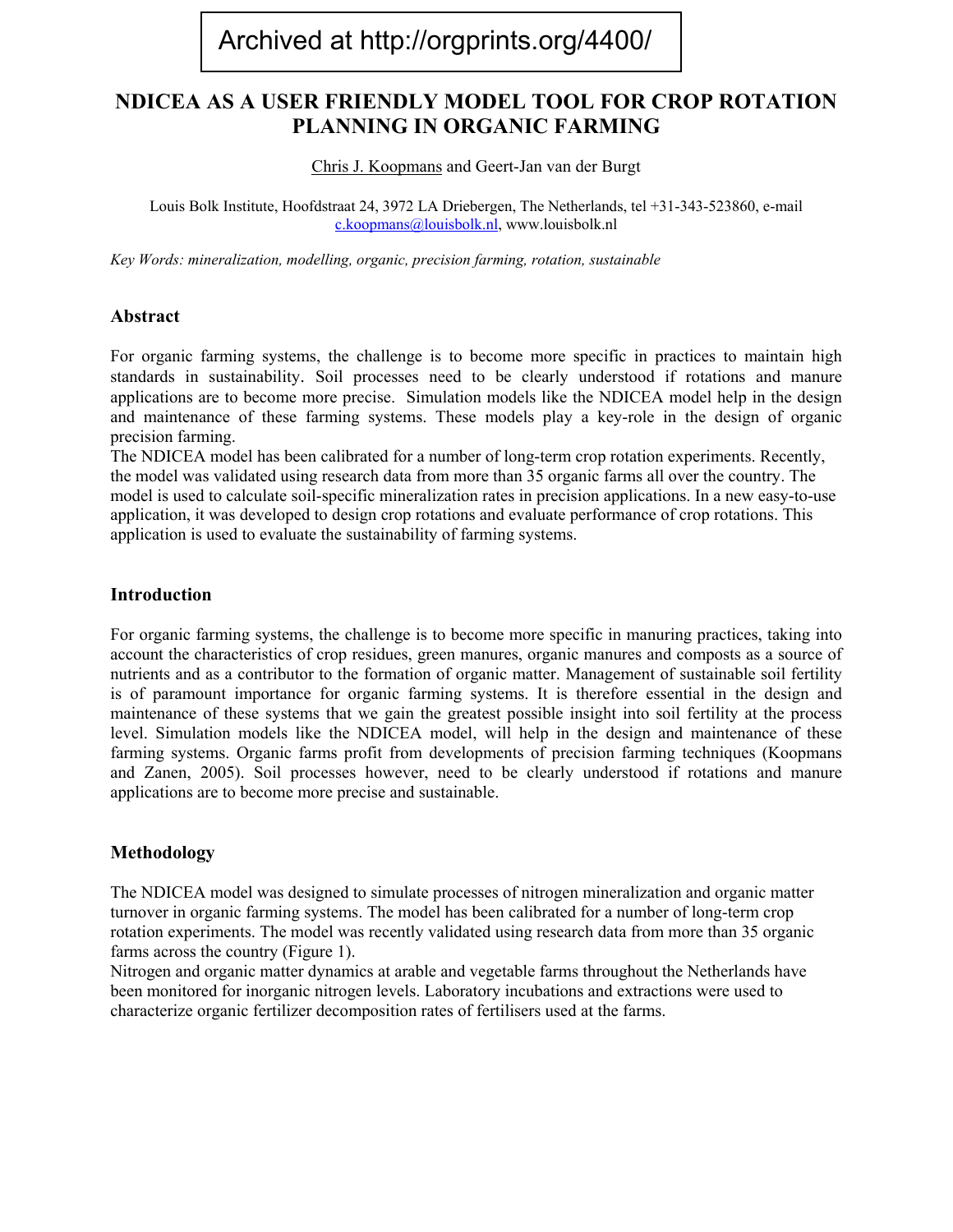Archived at http://orgprints.org/4400/

# NDICEA AS A USER FRIENDLY MODEL TOOL FOR CROP ROTATION PLANNING IN ORGANIC FARMING

Chris J. Koopmans and Geert-Jan van der Burgt

Louis Bolk Institute, Hoofdstraat 24, 3972 LA Driebergen, The Netherlands, tel +31-343-523860, e-mail c.koopmans@louisbolk.nl, www.louisbolk.nl

*Key Words: mineralization, modelling, organic, precision farming, rotation, sustainable*

## Abstract

For organic farming systems, the challenge is to become more specific in practices to maintain high standards in sustainability. Soil processes need to be clearly understood if rotations and manure applications are to become more precise. Simulation models like the NDICEA model help in the design and maintenance of these farming systems. These models play a key-role in the design of organic precision farming.

The NDICEA model has been calibrated for a number of long-term crop rotation experiments. Recently, the model was validated using research data from more than 35 organic farms all over the country. The model is used to calculate soil-specific mineralization rates in precision applications. In a new easy-to-use application, it was developed to design crop rotations and evaluate performance of crop rotations. This application is used to evaluate the sustainability of farming systems.

## Introduction

For organic farming systems, the challenge is to become more specific in manuring practices, taking into account the characteristics of crop residues, green manures, organic manures and composts as a source of nutrients and as a contributor to the formation of organic matter. Management of sustainable soil fertility is of paramount importance for organic farming systems. It is therefore essential in the design and maintenance of these systems that we gain the greatest possible insight into soil fertility at the process level. Simulation models like the NDICEA model, will help in the design and maintenance of these farming systems. Organic farms profit from developments of precision farming techniques (Koopmans and Zanen, 2005). Soil processes however, need to be clearly understood if rotations and manure applications are to become more precise and sustainable.

## Methodology

The NDICEA model was designed to simulate processes of nitrogen mineralization and organic matter turnover in organic farming systems. The model has been calibrated for a number of long-term crop rotation experiments. The model was recently validated using research data from more than 35 organic farms across the country (Figure 1).

Nitrogen and organic matter dynamics at arable and vegetable farms throughout the Netherlands have been monitored for inorganic nitrogen levels. Laboratory incubations and extractions were used to characterize organic fertilizer decomposition rates of fertilisers used at the farms.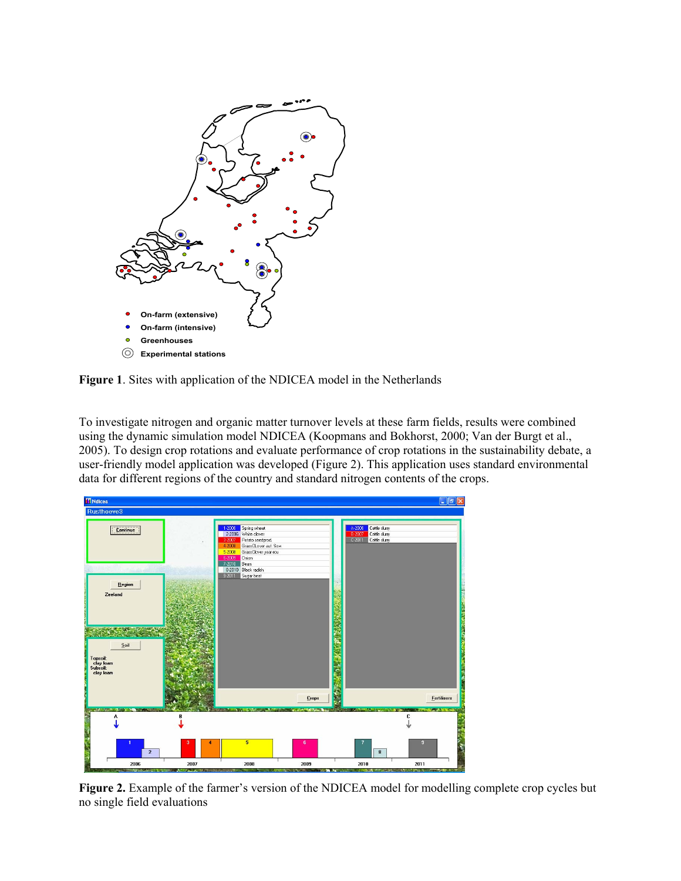**Figure 1**. Sites with application of the NDICEA model in the Netherlands

To investigate nitrogen and organic matter turnover levels at these farm fields, results were combined using the dynamic simulation model NDICEA (Koopmans and Bokhorst, 2000; Van der Burgt et al., 2005). To design crop rotations and evaluate performance of crop rotations in the sustainability debate, a user-friendly model application was developed (Figure 2). This application uses standard environmental data for different regions of the country and standard nitrogen contents of the crops.

**Figure 2.** Example of the farmer's version of the NDICEA model for modelling complete crop cycles but no single field evaluations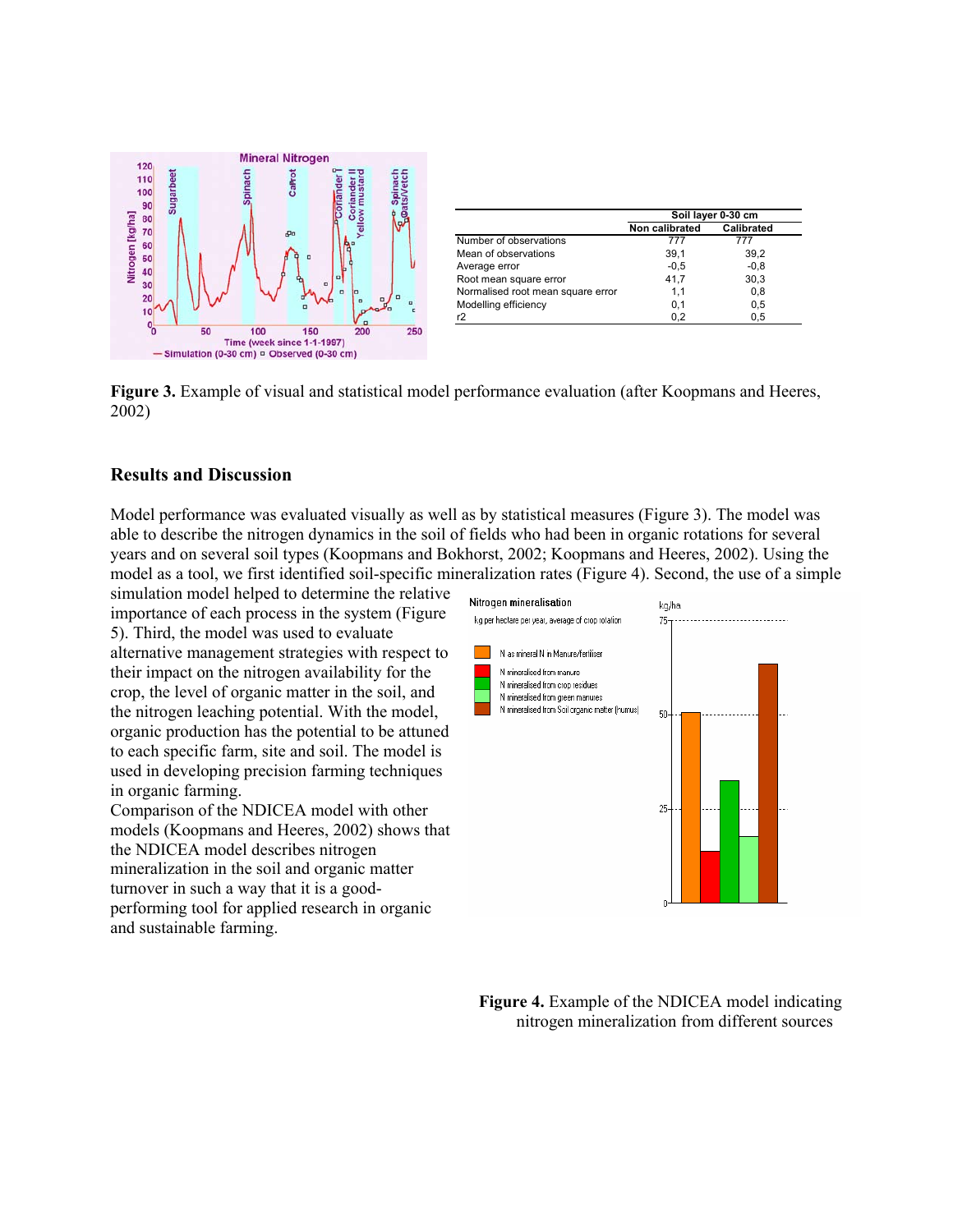|  | Soil layer 0-30 cm |  |
| --- | --- | --- |
|  | Non calibrated | Calibrated |
| Number of observations | 777 | 777 |
| Mean of observations | 39,1 | 39,2 |
| Average error | -0,5 | -0,8 |
| Root mean square error | 41,7 | 30,3 |
| Normalised root mean square error | 1,1 | 0,8 |
| Modelling efficiency | 0,1 | 0,5 |
| r2 | 0,2 | 0,5 |

**Figure 3.** Example of visual and statistical model performance evaluation (after Koopmans and Heeres, 2002)

## Results and Discussion

Model performance was evaluated visually as well as by statistical measures (Figure 3). The model was able to describe the nitrogen dynamics in the soil of fields who had been in organic rotations for several years and on several soil types (Koopmans and Bokhorst, 2002; Koopmans and Heeres, 2002). Using the model as a tool, we first identified soil-specific mineralization rates (Figure 4). Second, the use of a simple simulation model helped to determine the relative importance of each process in the system (Figure 5). Third, the model was used to evaluate alternative management strategies with respect to their impact on the nitrogen availability for the crop, the level of organic matter in the soil, and the nitrogen leaching potential. With the model, organic production has the potential to be attuned to each specific farm, site and soil. The model is used in developing precision farming techniques in organic farming.

Comparison of the NDICEA model with other models (Koopmans and Heeres, 2002) shows that the NDICEA model describes nitrogen mineralization in the soil and organic matter turnover in such a way that it is a good-performing tool for applied research in organic and sustainable farming.

**Figure 4.** Example of the NDICEA model indicating nitrogen mineralization from different sources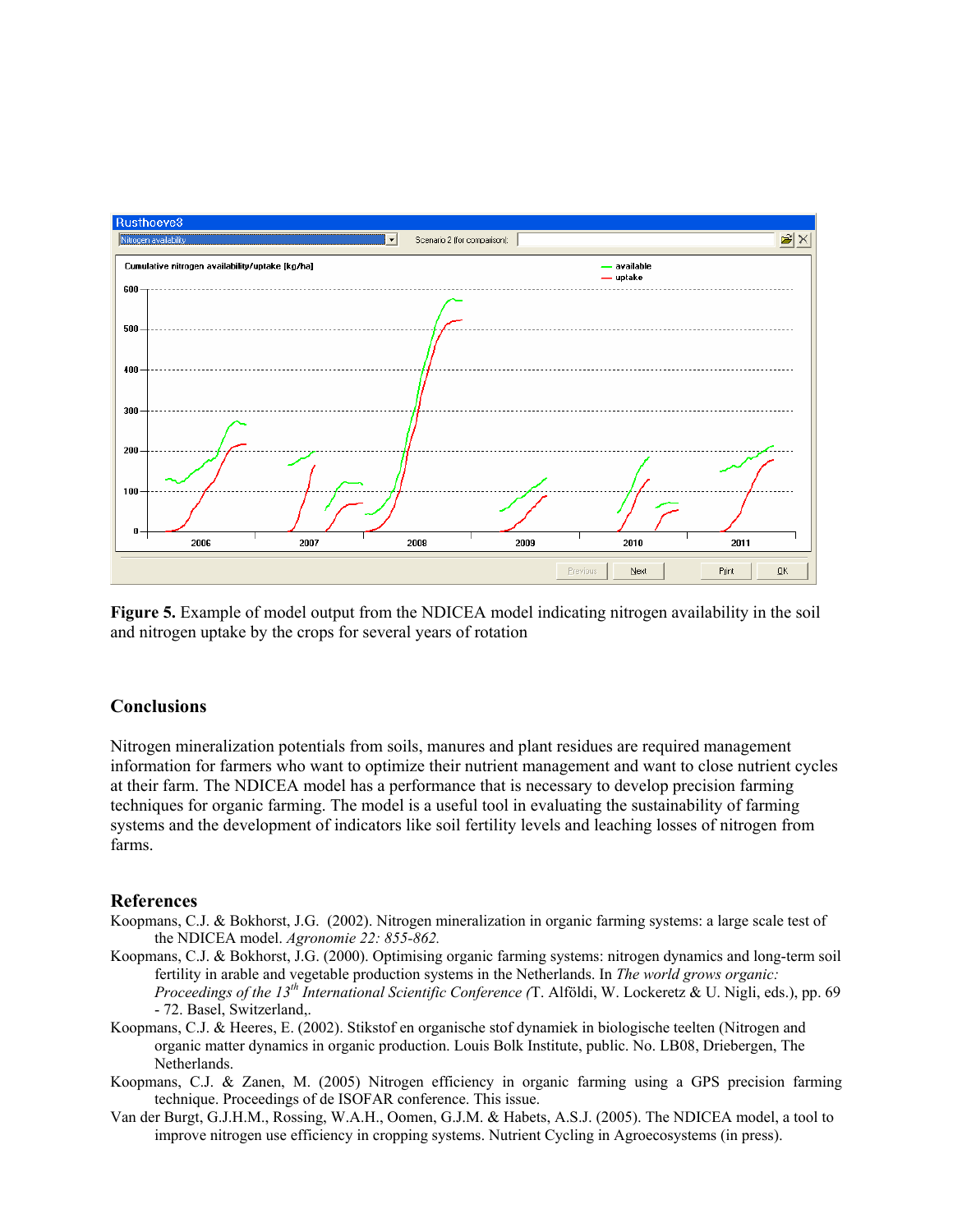Rusthoeve3

Nitrogen availability

Scenario 2 (for comparison):

Cumulative nitrogen availability/uptake [kg/ha]

available
uptake

600
500
400
300
200
100
0

2006
2007
2008
2009
2010
2011

Previous
Next
Print
OK

**Figure 5.** Example of model output from the NDICEA model indicating nitrogen availability in the soil and nitrogen uptake by the crops for several years of rotation

## Conclusions

Nitrogen mineralization potentials from soils, manures and plant residues are required management information for farmers who want to optimize their nutrient management and want to close nutrient cycles at their farm. The NDICEA model has a performance that is necessary to develop precision farming techniques for organic farming. The model is a useful tool in evaluating the sustainability of farming systems and the development of indicators like soil fertility levels and leaching losses of nitrogen from farms.

## References

Koopmans, C.J. & Bokhorst, J.G. (2002). Nitrogen mineralization in organic farming systems: a large scale test of the NDICEA model. *Agronomie 22: 855-862.*

Koopmans, C.J. & Bokhorst, J.G. (2000). Optimising organic farming systems: nitrogen dynamics and long-term soil fertility in arable and vegetable production systems in the Netherlands. In *The world grows organic: Proceedings of the 13th International Scientific Conference (*T. Alföldi, W. Lockeretz & U. Nigli, eds.), pp. 69 - 72. Basel, Switzerland,.

Koopmans, C.J. & Heeres, E. (2002). Stikstof en organische stof dynamiek in biologische teelten (Nitrogen and organic matter dynamics in organic production. Louis Bolk Institute, public. No. LB08, Driebergen, The Netherlands.

Koopmans, C.J. & Zanen, M. (2005) Nitrogen efficiency in organic farming using a GPS precision farming technique. Proceedings of de ISOFAR conference. This issue.

Van der Burgt, G.J.H.M., Rossing, W.A.H., Oomen, G.J.M. & Habets, A.S.J. (2005). The NDICEA model, a tool to improve nitrogen use efficiency in cropping systems. Nutrient Cycling in Agroecosystems (in press).